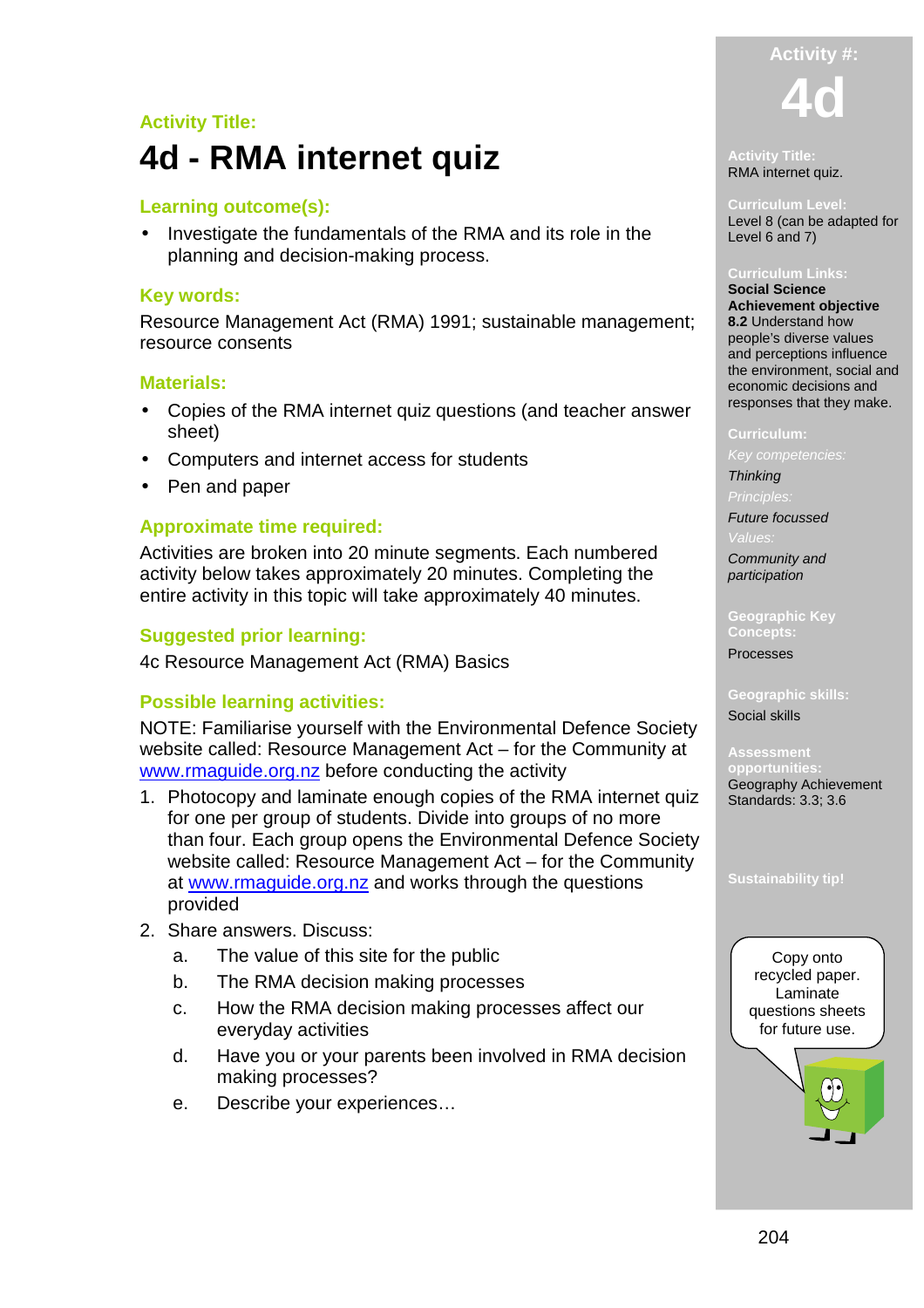Activity Title:

# 4d - RMA internet quiz

## Learning outcome(s):

- Investigate the fundamentals of the RMA and its role in the planning and decision-making process.

## Key words:

Resource Management Act (RMA) 1991; sustainable management; resource consents

## Materials:

- Copies of the RMA internet quiz questions (and teacher answer sheet)
- Computers and internet access for students
- Pen and paper

## Approximate time required:

Activities are broken into 20 minute segments. Each numbered activity below takes approximately 20 minutes. Completing the entire activity in this topic will take approximately 40 minutes.

## Suggested prior learning:

4c Resource Management Act (RMA) Basics

## Possible learning activities:

NOTE: Familiarise yourself with the Environmental Defence Society website called: Resource Management Act – for the Community at www.rmaguide.org.nz before conducting the activity

1. Photocopy and laminate enough copies of the RMA internet quiz for one per group of students. Divide into groups of no more than four. Each group opens the Environmental Defence Society website called: Resource Management Act – for the Community at www.rmaguide.org.nz and works through the questions provided
2. Share answers. Discuss:
   a. The value of this site for the public
   b. The RMA decision making processes
   c. How the RMA decision making processes affect our everyday activities
   d. Have you or your parents been involved in RMA decision making processes?
   e. Describe your experiences…

---

**Activity #:** 4d

**Activity Title:**
RMA internet quiz.

**Curriculum Level:**
Level 8 (can be adapted for Level 6 and 7)

**Curriculum Links:**
**Social Science Achievement objective**
**8.2** Understand how people's diverse values and perceptions influence the environment, social and economic decisions and responses that they make.

**Curriculum:**
*Key competencies:*
*Thinking*
*Principles:*
*Future focussed*
*Values:*
*Community and participation*

**Geographic Key Concepts:**
Processes

**Geographic skills:**
Social skills

**Assessment opportunities:**
Geography Achievement Standards: 3.3; 3.6

**Sustainability tip!**

Copy onto recycled paper. Laminate questions sheets for future use.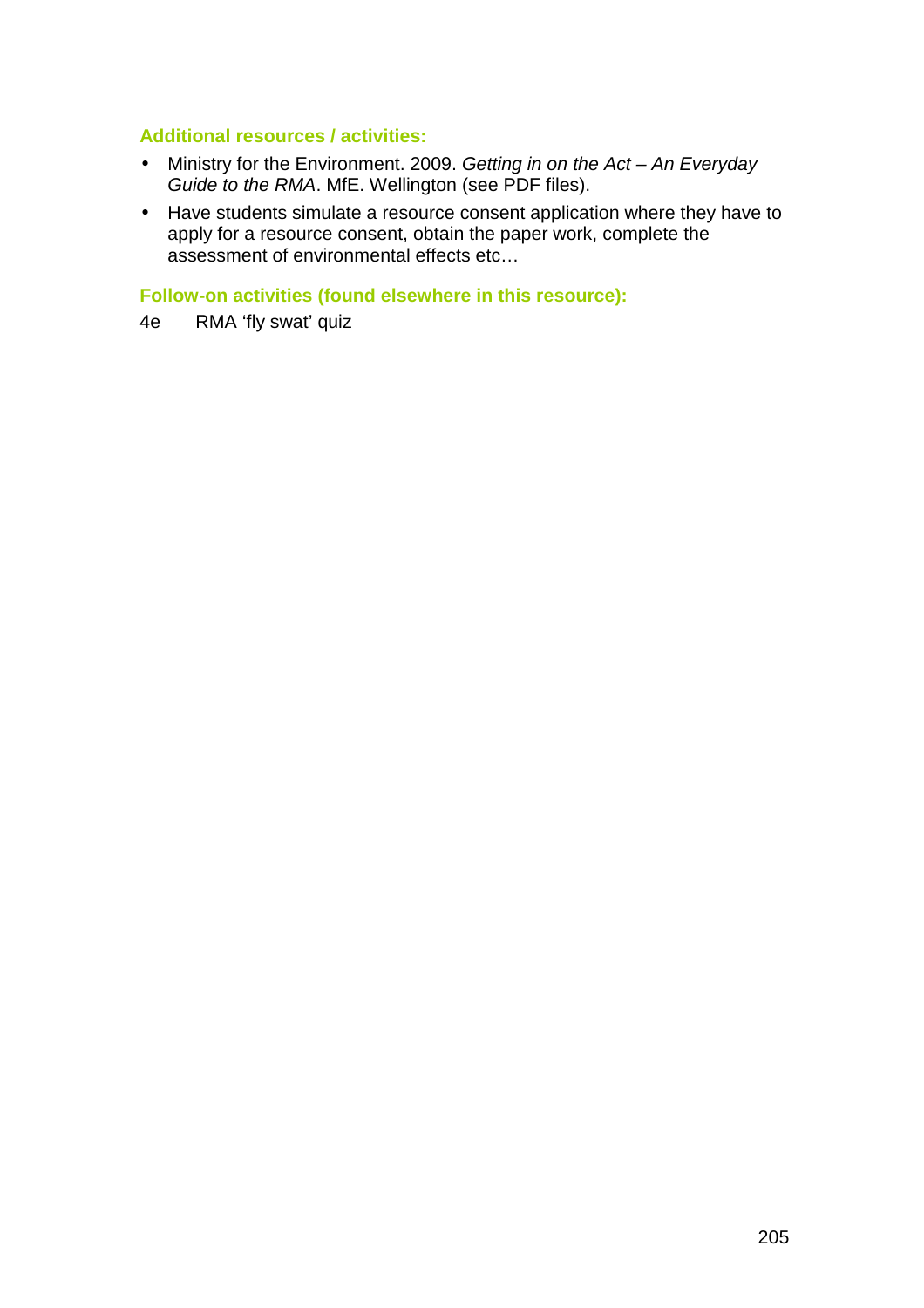### Additional resources / activities:

- Ministry for the Environment. 2009. *Getting in on the Act – An Everyday Guide to the RMA*. MfE. Wellington (see PDF files).
- Have students simulate a resource consent application where they have to apply for a resource consent, obtain the paper work, complete the assessment of environmental effects etc…

### Follow-on activities (found elsewhere in this resource):

4e RMA 'fly swat' quiz